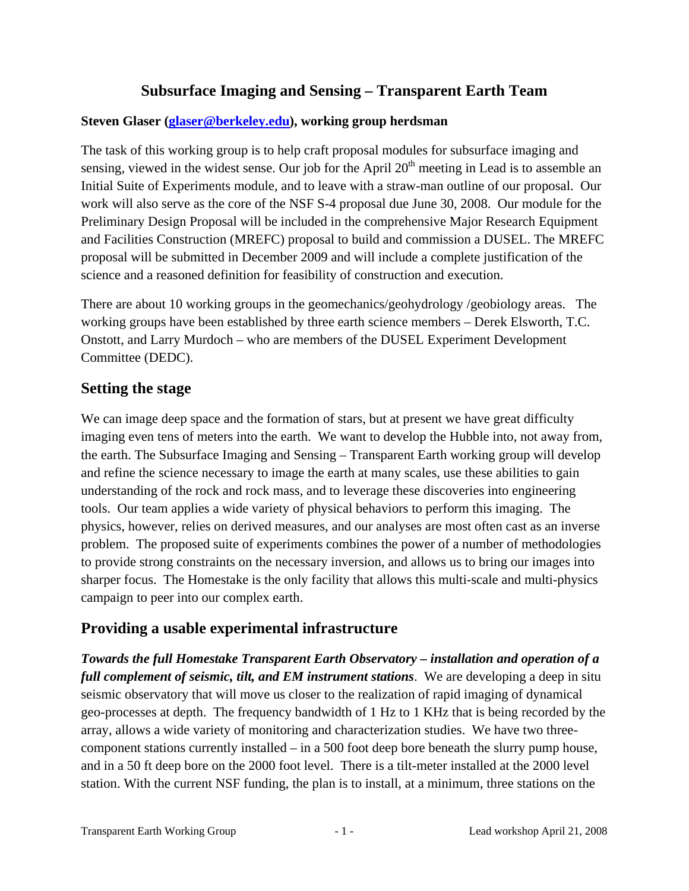# Subsurface Imaging and Sensing – Transparent Earth Team

**Steven Glaser (glaser@berkeley.edu), working group herdsman**

The task of this working group is to help craft proposal modules for subsurface imaging and sensing, viewed in the widest sense. Our job for the April 20th meeting in Lead is to assemble an Initial Suite of Experiments module, and to leave with a straw-man outline of our proposal. Our work will also serve as the core of the NSF S-4 proposal due June 30, 2008. Our module for the Preliminary Design Proposal will be included in the comprehensive Major Research Equipment and Facilities Construction (MREFC) proposal to build and commission a DUSEL. The MREFC proposal will be submitted in December 2009 and will include a complete justification of the science and a reasoned definition for feasibility of construction and execution.

There are about 10 working groups in the geomechanics/geohydrology /geobiology areas. The working groups have been established by three earth science members – Derek Elsworth, T.C. Onstott, and Larry Murdoch – who are members of the DUSEL Experiment Development Committee (DEDC).

## Setting the stage

We can image deep space and the formation of stars, but at present we have great difficulty imaging even tens of meters into the earth. We want to develop the Hubble into, not away from, the earth. The Subsurface Imaging and Sensing – Transparent Earth working group will develop and refine the science necessary to image the earth at many scales, use these abilities to gain understanding of the rock and rock mass, and to leverage these discoveries into engineering tools. Our team applies a wide variety of physical behaviors to perform this imaging. The physics, however, relies on derived measures, and our analyses are most often cast as an inverse problem. The proposed suite of experiments combines the power of a number of methodologies to provide strong constraints on the necessary inversion, and allows us to bring our images into sharper focus. The Homestake is the only facility that allows this multi-scale and multi-physics campaign to peer into our complex earth.

## Providing a usable experimental infrastructure

***Towards the full Homestake Transparent Earth Observatory – installation and operation of a full complement of seismic, tilt, and EM instrument stations***. We are developing a deep in situ seismic observatory that will move us closer to the realization of rapid imaging of dynamical geo-processes at depth. The frequency bandwidth of 1 Hz to 1 KHz that is being recorded by the array, allows a wide variety of monitoring and characterization studies. We have two three-component stations currently installed – in a 500 foot deep bore beneath the slurry pump house, and in a 50 ft deep bore on the 2000 foot level. There is a tilt-meter installed at the 2000 level station. With the current NSF funding, the plan is to install, at a minimum, three stations on the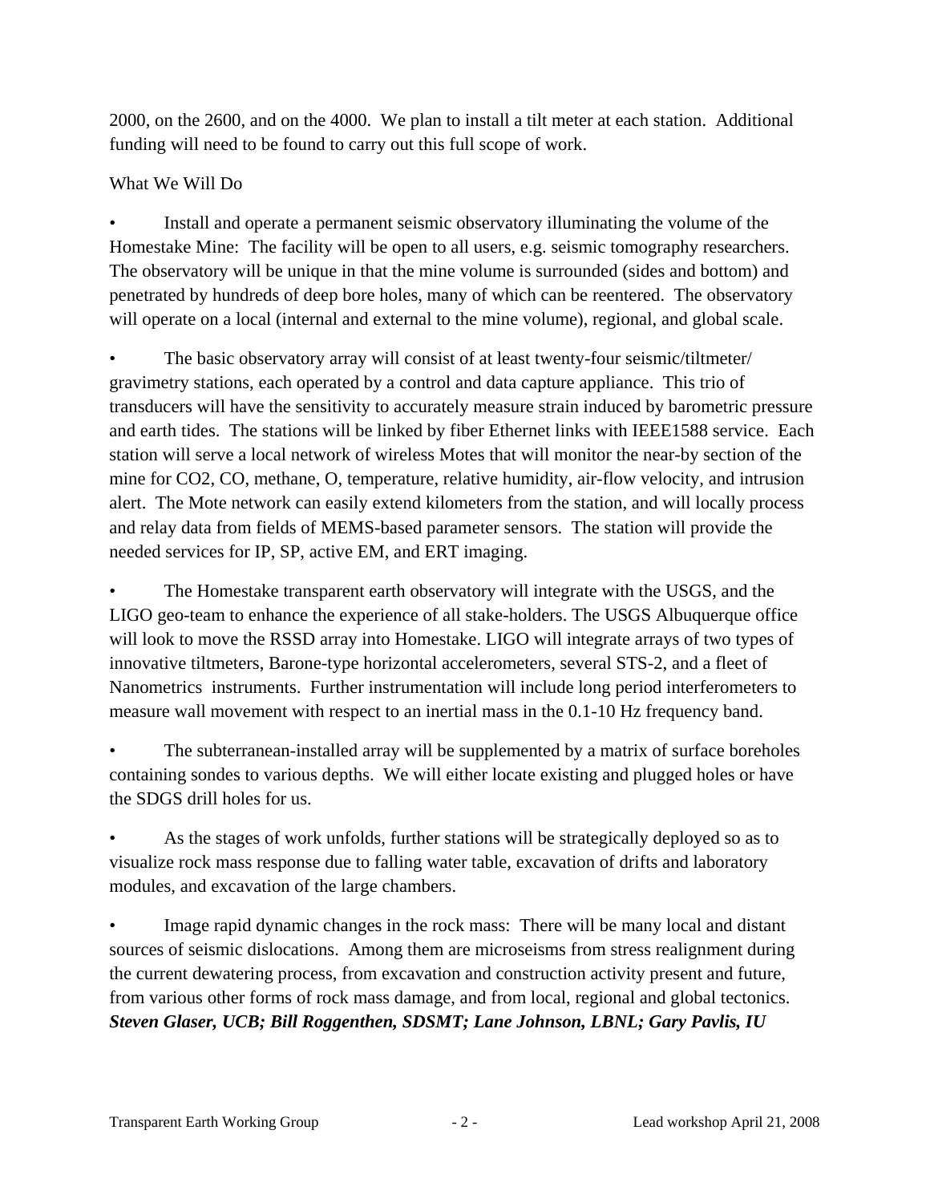2000, on the 2600, and on the 4000. We plan to install a tilt meter at each station. Additional funding will need to be found to carry out this full scope of work.

What We Will Do

- Install and operate a permanent seismic observatory illuminating the volume of the Homestake Mine: The facility will be open to all users, e.g. seismic tomography researchers. The observatory will be unique in that the mine volume is surrounded (sides and bottom) and penetrated by hundreds of deep bore holes, many of which can be reentered. The observatory will operate on a local (internal and external to the mine volume), regional, and global scale.

- The basic observatory array will consist of at least twenty-four seismic/tiltmeter/ gravimetry stations, each operated by a control and data capture appliance. This trio of transducers will have the sensitivity to accurately measure strain induced by barometric pressure and earth tides. The stations will be linked by fiber Ethernet links with IEEE1588 service. Each station will serve a local network of wireless Motes that will monitor the near-by section of the mine for CO2, CO, methane, O, temperature, relative humidity, air-flow velocity, and intrusion alert. The Mote network can easily extend kilometers from the station, and will locally process and relay data from fields of MEMS-based parameter sensors. The station will provide the needed services for IP, SP, active EM, and ERT imaging.

- The Homestake transparent earth observatory will integrate with the USGS, and the LIGO geo-team to enhance the experience of all stake-holders. The USGS Albuquerque office will look to move the RSSD array into Homestake. LIGO will integrate arrays of two types of innovative tiltmeters, Barone-type horizontal accelerometers, several STS-2, and a fleet of Nanometrics instruments. Further instrumentation will include long period interferometers to measure wall movement with respect to an inertial mass in the 0.1-10 Hz frequency band.

- The subterranean-installed array will be supplemented by a matrix of surface boreholes containing sondes to various depths. We will either locate existing and plugged holes or have the SDGS drill holes for us.

- As the stages of work unfolds, further stations will be strategically deployed so as to visualize rock mass response due to falling water table, excavation of drifts and laboratory modules, and excavation of the large chambers.

- Image rapid dynamic changes in the rock mass: There will be many local and distant sources of seismic dislocations. Among them are microseisms from stress realignment during the current dewatering process, from excavation and construction activity present and future, from various other forms of rock mass damage, and from local, regional and global tectonics.

***Steven Glaser, UCB; Bill Roggenthen, SDSMT; Lane Johnson, LBNL; Gary Pavlis, IU***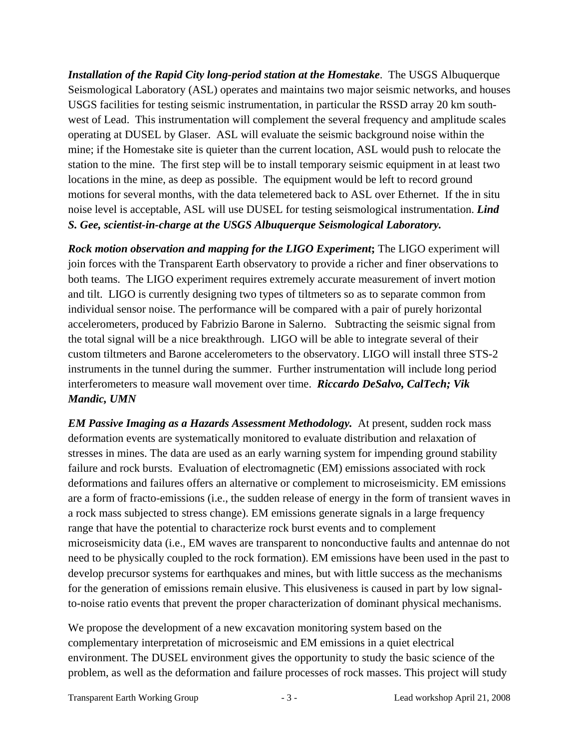***Installation of the Rapid City long-period station at the Homestake***. The USGS Albuquerque Seismological Laboratory (ASL) operates and maintains two major seismic networks, and houses USGS facilities for testing seismic instrumentation, in particular the RSSD array 20 km south-west of Lead. This instrumentation will complement the several frequency and amplitude scales operating at DUSEL by Glaser. ASL will evaluate the seismic background noise within the mine; if the Homestake site is quieter than the current location, ASL would push to relocate the station to the mine. The first step will be to install temporary seismic equipment in at least two locations in the mine, as deep as possible. The equipment would be left to record ground motions for several months, with the data telemetered back to ASL over Ethernet. If the in situ noise level is acceptable, ASL will use DUSEL for testing seismological instrumentation. ***Lind S. Gee, scientist-in-charge at the USGS Albuquerque Seismological Laboratory.***

***Rock motion observation and mapping for the LIGO Experiment*;** The LIGO experiment will join forces with the Transparent Earth observatory to provide a richer and finer observations to both teams. The LIGO experiment requires extremely accurate measurement of invert motion and tilt. LIGO is currently designing two types of tiltmeters so as to separate common from individual sensor noise. The performance will be compared with a pair of purely horizontal accelerometers, produced by Fabrizio Barone in Salerno. Subtracting the seismic signal from the total signal will be a nice breakthrough. LIGO will be able to integrate several of their custom tiltmeters and Barone accelerometers to the observatory. LIGO will install three STS-2 instruments in the tunnel during the summer. Further instrumentation will include long period interferometers to measure wall movement over time. ***Riccardo DeSalvo, CalTech; Vik Mandic, UMN***

***EM Passive Imaging as a Hazards Assessment Methodology.*** At present, sudden rock mass deformation events are systematically monitored to evaluate distribution and relaxation of stresses in mines. The data are used as an early warning system for impending ground stability failure and rock bursts. Evaluation of electromagnetic (EM) emissions associated with rock deformations and failures offers an alternative or complement to microseismicity. EM emissions are a form of fracto-emissions (i.e., the sudden release of energy in the form of transient waves in a rock mass subjected to stress change). EM emissions generate signals in a large frequency range that have the potential to characterize rock burst events and to complement microseismicity data (i.e., EM waves are transparent to nonconductive faults and antennae do not need to be physically coupled to the rock formation). EM emissions have been used in the past to develop precursor systems for earthquakes and mines, but with little success as the mechanisms for the generation of emissions remain elusive. This elusiveness is caused in part by low signal-to-noise ratio events that prevent the proper characterization of dominant physical mechanisms.

We propose the development of a new excavation monitoring system based on the complementary interpretation of microseismic and EM emissions in a quiet electrical environment. The DUSEL environment gives the opportunity to study the basic science of the problem, as well as the deformation and failure processes of rock masses. This project will study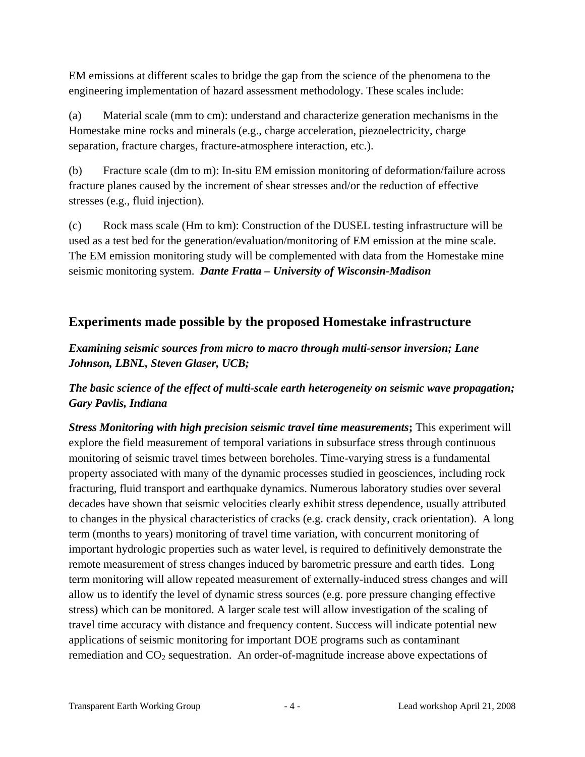EM emissions at different scales to bridge the gap from the science of the phenomena to the engineering implementation of hazard assessment methodology. These scales include:

(a) Material scale (mm to cm): understand and characterize generation mechanisms in the Homestake mine rocks and minerals (e.g., charge acceleration, piezoelectricity, charge separation, fracture charges, fracture-atmosphere interaction, etc.).

(b) Fracture scale (dm to m): In-situ EM emission monitoring of deformation/failure across fracture planes caused by the increment of shear stresses and/or the reduction of effective stresses (e.g., fluid injection).

(c) Rock mass scale (Hm to km): Construction of the DUSEL testing infrastructure will be used as a test bed for the generation/evaluation/monitoring of EM emission at the mine scale. The EM emission monitoring study will be complemented with data from the Homestake mine seismic monitoring system. ***Dante Fratta – University of Wisconsin-Madison***

## Experiments made possible by the proposed Homestake infrastructure

***Examining seismic sources from micro to macro through multi-sensor inversion; Lane Johnson, LBNL, Steven Glaser, UCB;***

***The basic science of the effect of multi-scale earth heterogeneity on seismic wave propagation; Gary Pavlis, Indiana***

***Stress Monitoring with high precision seismic travel time measurements*;** This experiment will explore the field measurement of temporal variations in subsurface stress through continuous monitoring of seismic travel times between boreholes. Time-varying stress is a fundamental property associated with many of the dynamic processes studied in geosciences, including rock fracturing, fluid transport and earthquake dynamics. Numerous laboratory studies over several decades have shown that seismic velocities clearly exhibit stress dependence, usually attributed to changes in the physical characteristics of cracks (e.g. crack density, crack orientation). A long term (months to years) monitoring of travel time variation, with concurrent monitoring of important hydrologic properties such as water level, is required to definitively demonstrate the remote measurement of stress changes induced by barometric pressure and earth tides. Long term monitoring will allow repeated measurement of externally-induced stress changes and will allow us to identify the level of dynamic stress sources (e.g. pore pressure changing effective stress) which can be monitored. A larger scale test will allow investigation of the scaling of travel time accuracy with distance and frequency content. Success will indicate potential new applications of seismic monitoring for important DOE programs such as contaminant remediation and $CO_2$ sequestration. An order-of-magnitude increase above expectations of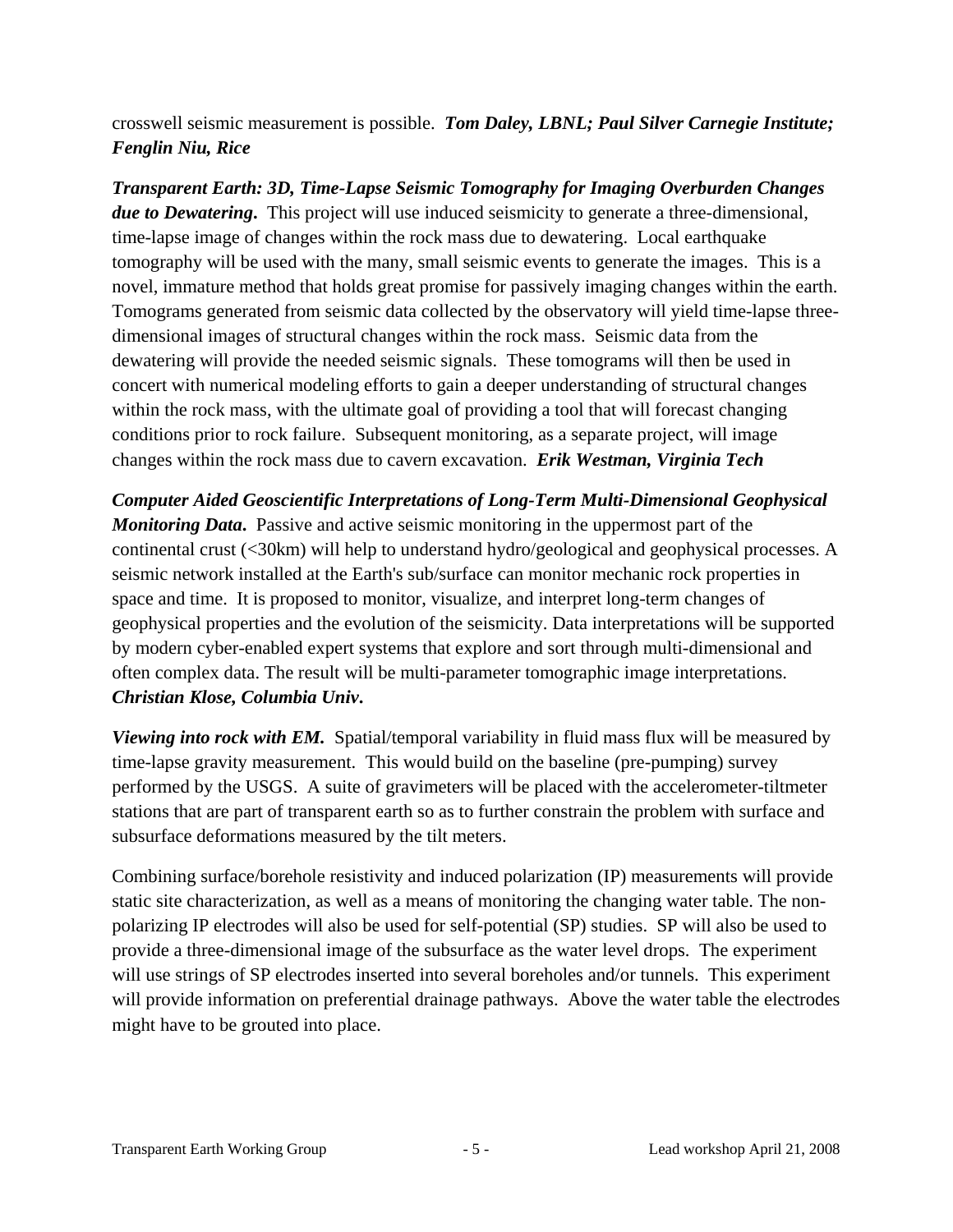crosswell seismic measurement is possible. ***Tom Daley, LBNL; Paul Silver Carnegie Institute; Fenglin Niu, Rice***

***Transparent Earth: 3D, Time-Lapse Seismic Tomography for Imaging Overburden Changes due to Dewatering.*** This project will use induced seismicity to generate a three-dimensional, time-lapse image of changes within the rock mass due to dewatering. Local earthquake tomography will be used with the many, small seismic events to generate the images. This is a novel, immature method that holds great promise for passively imaging changes within the earth. Tomograms generated from seismic data collected by the observatory will yield time-lapse three-dimensional images of structural changes within the rock mass. Seismic data from the dewatering will provide the needed seismic signals. These tomograms will then be used in concert with numerical modeling efforts to gain a deeper understanding of structural changes within the rock mass, with the ultimate goal of providing a tool that will forecast changing conditions prior to rock failure. Subsequent monitoring, as a separate project, will image changes within the rock mass due to cavern excavation. ***Erik Westman, Virginia Tech***

***Computer Aided Geoscientific Interpretations of Long-Term Multi-Dimensional Geophysical Monitoring Data.*** Passive and active seismic monitoring in the uppermost part of the continental crust (<30km) will help to understand hydro/geological and geophysical processes. A seismic network installed at the Earth's sub/surface can monitor mechanic rock properties in space and time. It is proposed to monitor, visualize, and interpret long-term changes of geophysical properties and the evolution of the seismicity. Data interpretations will be supported by modern cyber-enabled expert systems that explore and sort through multi-dimensional and often complex data. The result will be multi-parameter tomographic image interpretations. ***Christian Klose, Columbia Univ.***

***Viewing into rock with EM.*** Spatial/temporal variability in fluid mass flux will be measured by time-lapse gravity measurement. This would build on the baseline (pre-pumping) survey performed by the USGS. A suite of gravimeters will be placed with the accelerometer-tiltmeter stations that are part of transparent earth so as to further constrain the problem with surface and subsurface deformations measured by the tilt meters.

Combining surface/borehole resistivity and induced polarization (IP) measurements will provide static site characterization, as well as a means of monitoring the changing water table. The non-polarizing IP electrodes will also be used for self-potential (SP) studies. SP will also be used to provide a three-dimensional image of the subsurface as the water level drops. The experiment will use strings of SP electrodes inserted into several boreholes and/or tunnels. This experiment will provide information on preferential drainage pathways. Above the water table the electrodes might have to be grouted into place.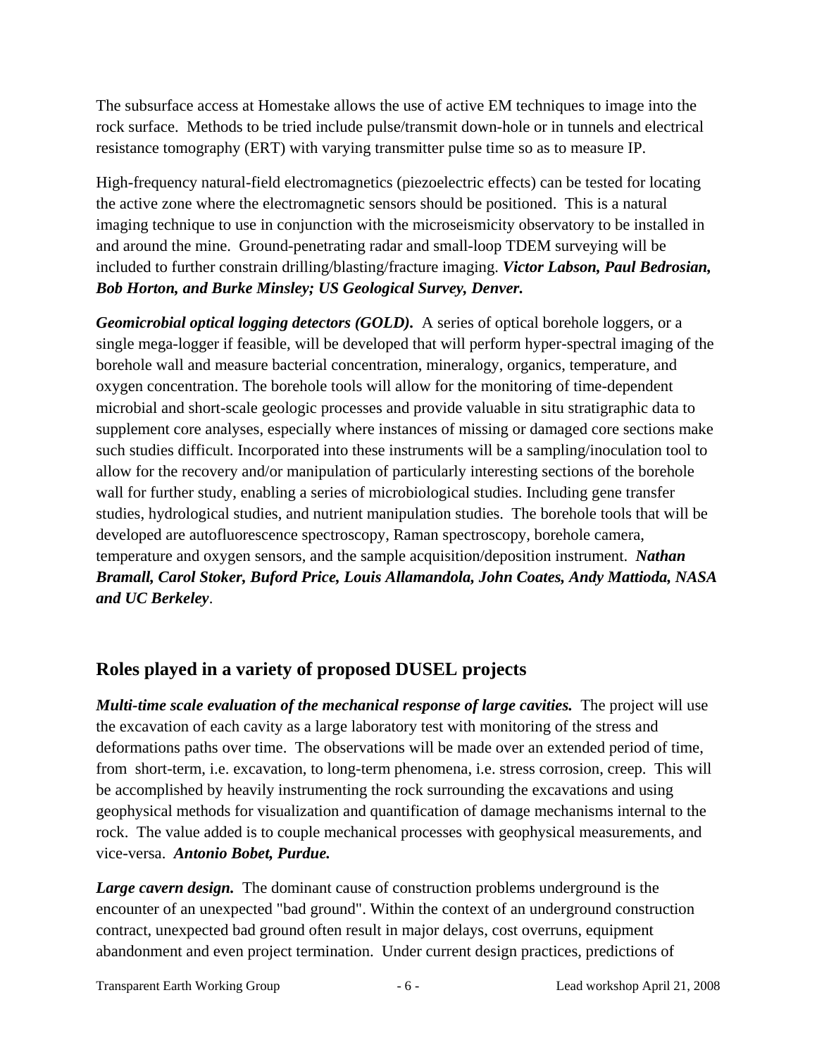The subsurface access at Homestake allows the use of active EM techniques to image into the rock surface. Methods to be tried include pulse/transmit down-hole or in tunnels and electrical resistance tomography (ERT) with varying transmitter pulse time so as to measure IP.

High-frequency natural-field electromagnetics (piezoelectric effects) can be tested for locating the active zone where the electromagnetic sensors should be positioned. This is a natural imaging technique to use in conjunction with the microseismicity observatory to be installed in and around the mine. Ground-penetrating radar and small-loop TDEM surveying will be included to further constrain drilling/blasting/fracture imaging. ***Victor Labson, Paul Bedrosian, Bob Horton, and Burke Minsley; US Geological Survey, Denver.***

***Geomicrobial optical logging detectors (GOLD).*** A series of optical borehole loggers, or a single mega-logger if feasible, will be developed that will perform hyper-spectral imaging of the borehole wall and measure bacterial concentration, mineralogy, organics, temperature, and oxygen concentration. The borehole tools will allow for the monitoring of time-dependent microbial and short-scale geologic processes and provide valuable in situ stratigraphic data to supplement core analyses, especially where instances of missing or damaged core sections make such studies difficult. Incorporated into these instruments will be a sampling/inoculation tool to allow for the recovery and/or manipulation of particularly interesting sections of the borehole wall for further study, enabling a series of microbiological studies. Including gene transfer studies, hydrological studies, and nutrient manipulation studies. The borehole tools that will be developed are autofluorescence spectroscopy, Raman spectroscopy, borehole camera, temperature and oxygen sensors, and the sample acquisition/deposition instrument. ***Nathan Bramall, Carol Stoker, Buford Price, Louis Allamandola, John Coates, Andy Mattioda, NASA and UC Berkeley***.

## Roles played in a variety of proposed DUSEL projects

***Multi-time scale evaluation of the mechanical response of large cavities.*** The project will use the excavation of each cavity as a large laboratory test with monitoring of the stress and deformations paths over time. The observations will be made over an extended period of time, from short-term, i.e. excavation, to long-term phenomena, i.e. stress corrosion, creep. This will be accomplished by heavily instrumenting the rock surrounding the excavations and using geophysical methods for visualization and quantification of damage mechanisms internal to the rock. The value added is to couple mechanical processes with geophysical measurements, and vice-versa. ***Antonio Bobet, Purdue.***

***Large cavern design.*** The dominant cause of construction problems underground is the encounter of an unexpected "bad ground". Within the context of an underground construction contract, unexpected bad ground often result in major delays, cost overruns, equipment abandonment and even project termination. Under current design practices, predictions of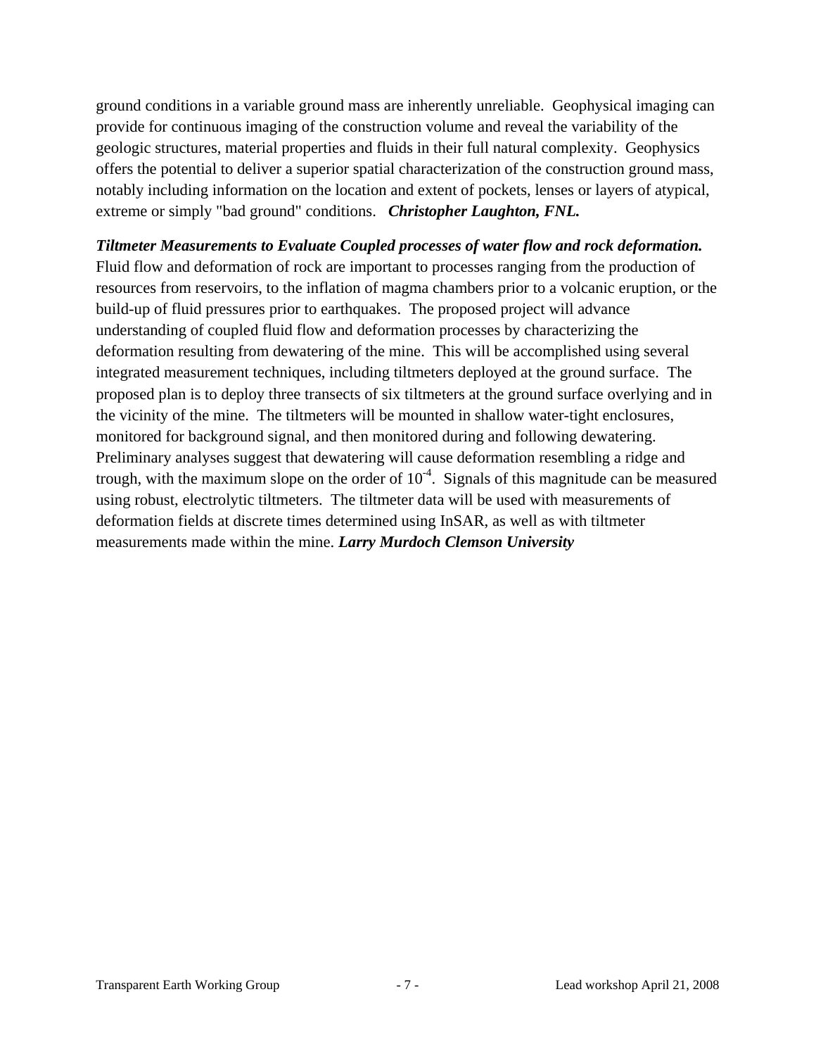ground conditions in a variable ground mass are inherently unreliable. Geophysical imaging can provide for continuous imaging of the construction volume and reveal the variability of the geologic structures, material properties and fluids in their full natural complexity. Geophysics offers the potential to deliver a superior spatial characterization of the construction ground mass, notably including information on the location and extent of pockets, lenses or layers of atypical, extreme or simply "bad ground" conditions. ***Christopher Laughton, FNL.***

***Tiltmeter Measurements to Evaluate Coupled processes of water flow and rock deformation.*** Fluid flow and deformation of rock are important to processes ranging from the production of resources from reservoirs, to the inflation of magma chambers prior to a volcanic eruption, or the build-up of fluid pressures prior to earthquakes. The proposed project will advance understanding of coupled fluid flow and deformation processes by characterizing the deformation resulting from dewatering of the mine. This will be accomplished using several integrated measurement techniques, including tiltmeters deployed at the ground surface. The proposed plan is to deploy three transects of six tiltmeters at the ground surface overlying and in the vicinity of the mine. The tiltmeters will be mounted in shallow water-tight enclosures, monitored for background signal, and then monitored during and following dewatering. Preliminary analyses suggest that dewatering will cause deformation resembling a ridge and trough, with the maximum slope on the order of $10^{-4}$. Signals of this magnitude can be measured using robust, electrolytic tiltmeters. The tiltmeter data will be used with measurements of deformation fields at discrete times determined using InSAR, as well as with tiltmeter measurements made within the mine. ***Larry Murdoch Clemson University***